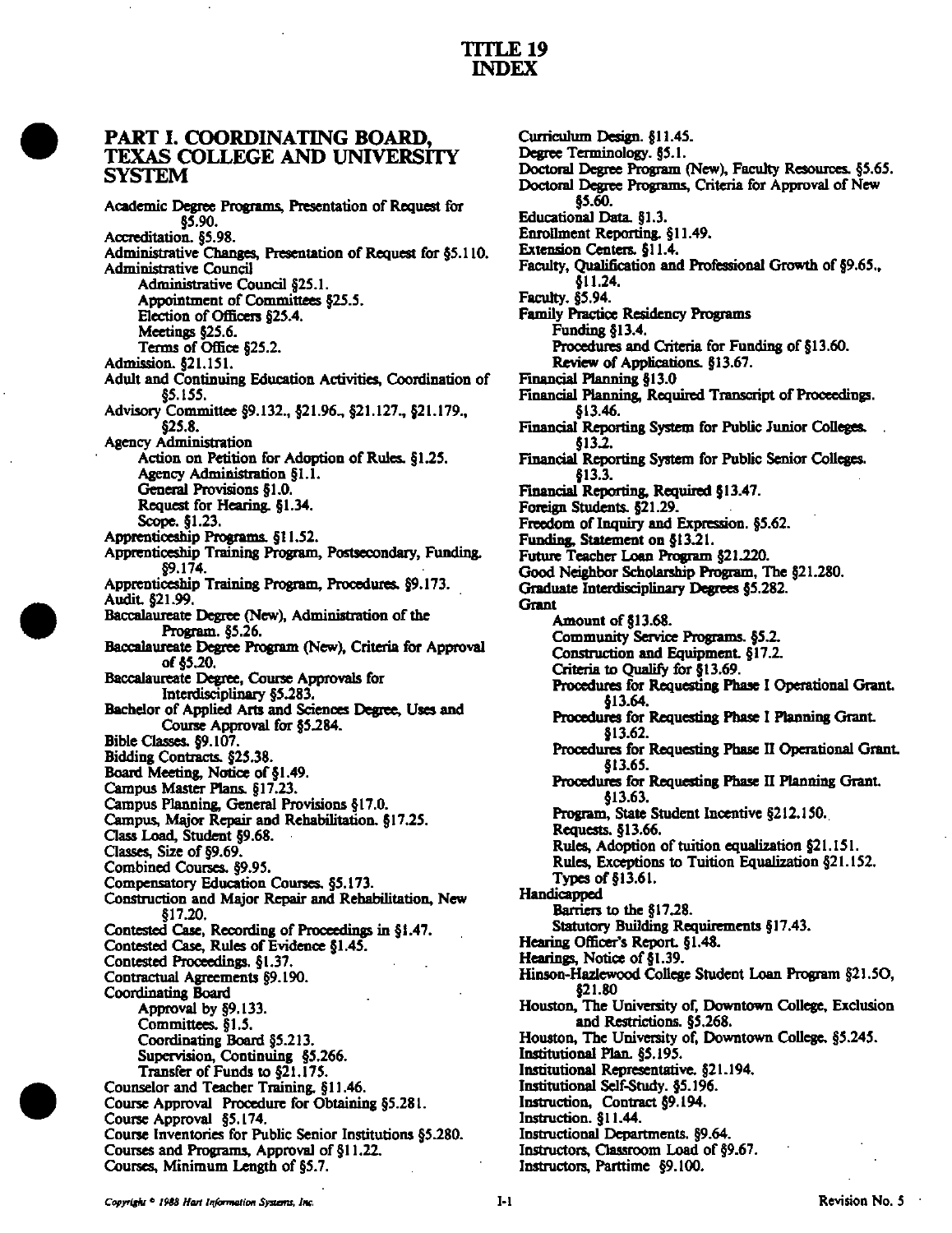# TITLE 19
# INDEX

## PART I. COORDINATING BOARD, TEXAS COLLEGE AND UNIVERSITY SYSTEM

Academic Degree Programs, Presentation of Request for §5.90.
Accreditation. §5.98.
Administrative Changes, Presentation of Request for §5.110.
Administrative Council
- Administrative Council §25.1.
- Appointment of Committees §25.5.
- Election of Officers §25.4.
- Meetings §25.6.
- Terms of Office §25.2.

Admission. §21.151.
Adult and Continuing Education Activities, Coordination of §5.155.
Advisory Committee §9.132., §21.96., §21.127., §21.179., §25.8.
Agency Administration
- Action on Petition for Adoption of Rules. §1.25.
- Agency Administration §1.1.
- General Provisions §1.0.
- Request for Hearing. §1.34.
- Scope. §1.23.

Apprenticeship Programs. §11.52.
Apprenticeship Training Program, Postsecondary, Funding. §9.174.
Apprenticeship Training Program, Procedures. §9.173.
Audit. §21.99.
Baccalaureate Degree (New), Administration of the Program. §5.26.
Baccalaureate Degree Program (New), Criteria for Approval of §5.20.
Baccalaureate Degree, Course Approvals for Interdisciplinary §5.283.
Bachelor of Applied Arts and Sciences Degree, Uses and Course Approval for §5.284.
Bible Classes. §9.107.
Bidding Contracts. §25.38.
Board Meeting, Notice of §1.49.
Campus Master Plans. §17.23.
Campus Planning, General Provisions §17.0.
Campus, Major Repair and Rehabilitation. §17.25.
Class Load, Student §9.68.
Classes, Size of §9.69.
Combined Courses. §9.95.
Compensatory Education Courses. §5.173.
Construction and Major Repair and Rehabilitation, New §17.20.
Contested Case, Recording of Proceedings in §1.47.
Contested Case, Rules of Evidence §1.45.
Contested Proceedings. §1.37.
Contractual Agreements §9.190.
Coordinating Board
- Approval by §9.133.
- Committees. §1.5.
- Coordinating Board §5.213.
- Supervision, Continuing §5.266.
- Transfer of Funds to §21.175.

Counselor and Teacher Training. §11.46.
Course Approval Procedure for Obtaining §5.281.
Course Approval §5.174.
Course Inventories for Public Senior Institutions §5.280.
Courses and Programs, Approval of §11.22.
Courses, Minimum Length of §5.7.
Curriculum Design. §11.45.
Degree Terminology. §5.1.
Doctoral Degree Program (New), Faculty Resources. §5.65.
Doctoral Degree Programs, Criteria for Approval of New §5.60.
Educational Data. §1.3.
Enrollment Reporting. §11.49.
Extension Centers. §11.4.
Faculty, Qualification and Professional Growth of §9.65., §11.24.
Faculty. §5.94.
Family Practice Residency Programs
- Funding §13.4.
- Procedures and Criteria for Funding of §13.60.
- Review of Applications. §13.67.

Financial Planning §13.0
Financial Planning, Required Transcript of Proceedings. §13.46.
Financial Reporting System for Public Junior Colleges. §13.2.
Financial Reporting System for Public Senior Colleges. §13.3.
Financial Reporting, Required §13.47.
Foreign Students. §21.29.
Freedom of Inquiry and Expression. §5.62.
Funding, Statement on §13.21.
Future Teacher Loan Program §21.220.
Good Neighbor Scholarship Program, The §21.280.
Graduate Interdisciplinary Degrees §5.282.
Grant
- Amount of §13.68.
- Community Service Programs. §5.2.
- Construction and Equipment. §17.2.
- Criteria to Qualify for §13.69.
- Procedures for Requesting Phase I Operational Grant. §13.64.
- Procedures for Requesting Phase I Planning Grant. §13.62.
- Procedures for Requesting Phase II Operational Grant. §13.65.
- Procedures for Requesting Phase II Planning Grant. §13.63.
- Program, State Student Incentive §212.150.
- Requests. §13.66.
- Rules, Adoption of tuition equalization §21.151.
- Rules, Exceptions to Tuition Equalization §21.152.
- Types of §13.61.

Handicapped
- Barriers to the §17.28.
- Statutory Building Requirements §17.43.

Hearing Officer's Report. §1.48.
Hearings, Notice of §1.39.
Hinson-Hazlewood College Student Loan Program §21.5O, §21.80
Houston, The University of, Downtown College, Exclusion and Restrictions. §5.268.
Houston, The University of, Downtown College. §5.245.
Institutional Plan. §5.195.
Institutional Representative. §21.194.
Institutional Self-Study. §5.196.
Instruction, Contract §9.194.
Instruction. §11.44.
Instructional Departments. §9.64.
Instructors, Classroom Load of §9.67.
Instructors, Parttime §9.100.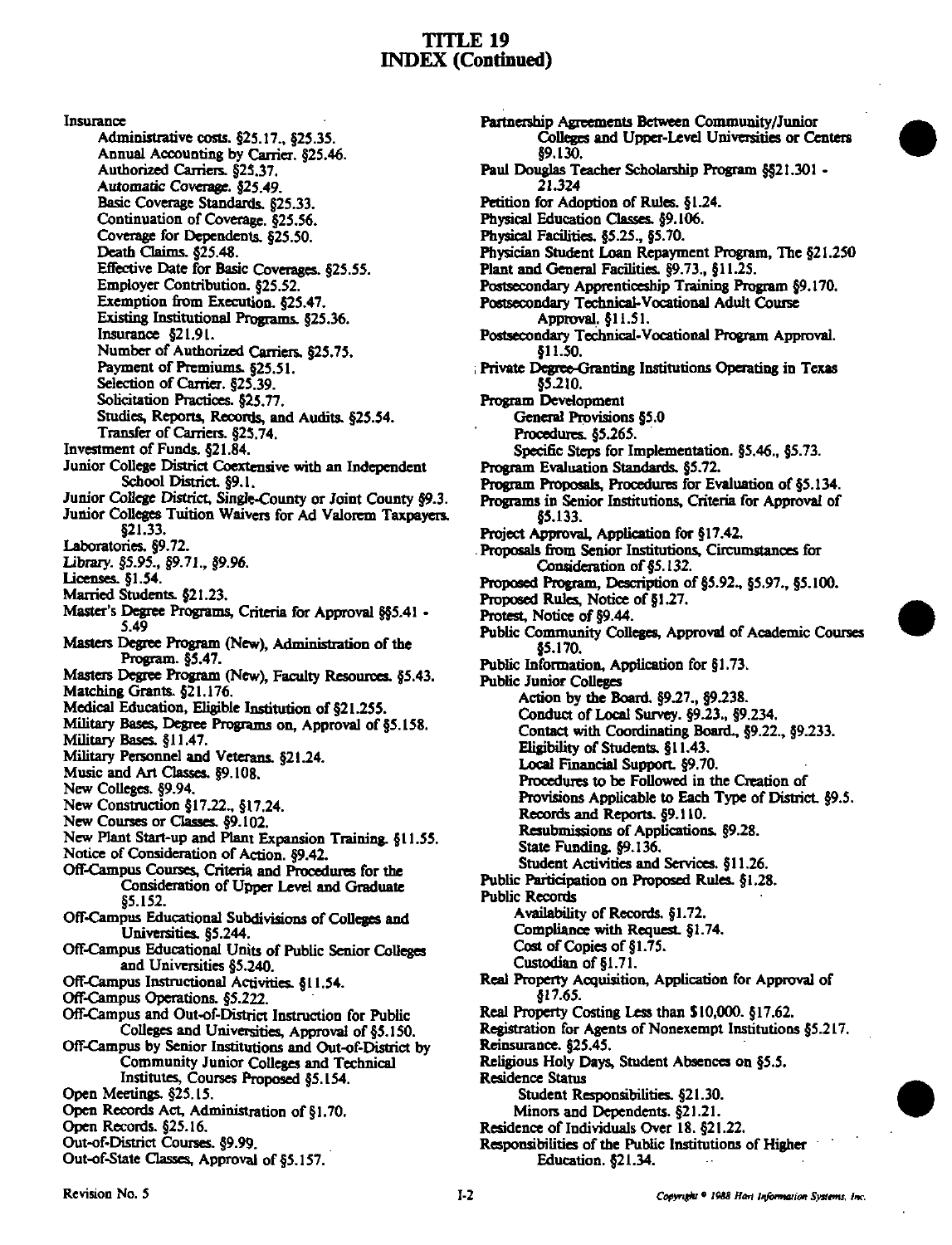# TITLE 19
## INDEX (Continued)

Insurance
- Administrative costs. §25.17., §25.35.
- Annual Accounting by Carrier. §25.46.
- Authorized Carriers. §25.37.
- Automatic Coverage. §25.49.
- Basic Coverage Standards. §25.33.
- Continuation of Coverage. §25.56.
- Coverage for Dependents. §25.50.
- Death Claims. §25.48.
- Effective Date for Basic Coverages. §25.55.
- Employer Contribution. §25.52.
- Exemption from Execution. §25.47.
- Existing Institutional Programs. §25.36.
- Insurance §21.91.
- Number of Authorized Carriers. §25.75.
- Payment of Premiums. §25.51.
- Selection of Carrier. §25.39.
- Solicitation Practices. §25.77.
- Studies, Reports, Records, and Audits. §25.54.
- Transfer of Carriers. §25.74.

Investment of Funds. §21.84.

Junior College District Coextensive with an Independent School District. §9.1.

Junior College District, Single-County or Joint County §9.3.

Junior Colleges Tuition Waivers for Ad Valorem Taxpayers. §21.33.

Laboratories. §9.72.

Library. §5.95., §9.71., §9.96.

Licenses. §1.54.

Married Students. §21.23.

Master's Degree Programs, Criteria for Approval §§5.41 - 5.49

Masters Degree Program (New), Administration of the Program. §5.47.

Masters Degree Program (New), Faculty Resources. §5.43.

Matching Grants. §21.176.

Medical Education, Eligible Institution of §21.255.

Military Bases, Degree Programs on, Approval of §5.158.

Military Bases. §11.47.

Military Personnel and Veterans. §21.24.

Music and Art Classes. §9.108.

New Colleges. §9.94.

New Construction §17.22., §17.24.

New Courses or Classes. §9.102.

New Plant Start-up and Plant Expansion Training. §11.55.

Notice of Consideration of Action. §9.42.

Off-Campus Courses, Criteria and Procedures for the Consideration of Upper Level and Graduate §5.152.

Off-Campus Educational Subdivisions of Colleges and Universities. §5.244.

Off-Campus Educational Units of Public Senior Colleges and Universities §5.240.

Off-Campus Instructional Activities. §11.54.

Off-Campus Operations. §5.222.

Off-Campus and Out-of-District Instruction for Public Colleges and Universities, Approval of §5.150.

Off-Campus by Senior Institutions and Out-of-District by Community Junior Colleges and Technical Institutes, Courses Proposed §5.154.

Open Meetings. §25.15.

Open Records Act, Administration of §1.70.

Open Records. §25.16.

Out-of-District Courses. §9.99.

Out-of-State Classes, Approval of §5.157.

Partnership Agreements Between Community/Junior Colleges and Upper-Level Universities or Centers §9.130.

Paul Douglas Teacher Scholarship Program §§21.301 - 21.324

Petition for Adoption of Rules. §1.24.

Physical Education Classes. §9.106.

Physical Facilities. §5.25., §5.70.

Physician Student Loan Repayment Program, The §21.250

Plant and General Facilities. §9.73., §11.25.

Postsecondary Apprenticeship Training Program §9.170.

Postsecondary Technical-Vocational Adult Course Approval. §11.51.

Postsecondary Technical-Vocational Program Approval. §11.50.

Private Degree-Granting Institutions Operating in Texas §5.210.

Program Development
- General Provisions §5.0
- Procedures. §5.265.
- Specific Steps for Implementation. §5.46., §5.73.

Program Evaluation Standards. §5.72.

Program Proposals, Procedures for Evaluation of §5.134.

Programs in Senior Institutions, Criteria for Approval of §5.133.

Project Approval, Application for §17.42.

Proposals from Senior Institutions, Circumstances for Consideration of §5.132.

Proposed Program, Description of §5.92., §5.97., §5.100.

Proposed Rules, Notice of §1.27.

Protest, Notice of §9.44.

Public Community Colleges, Approval of Academic Courses §5.170.

Public Information, Application for §1.73.

Public Junior Colleges
- Action by the Board. §9.27., §9.238.
- Conduct of Local Survey. §9.23., §9.234.
- Contact with Coordinating Board., §9.22., §9.233.
- Eligibility of Students. §11.43.
- Local Financial Support. §9.70.
- Procedures to be Followed in the Creation of Provisions Applicable to Each Type of District. §9.5.
- Records and Reports. §9.110.
- Resubmissions of Applications. §9.28.
- State Funding. §9.136.
- Student Activities and Services. §11.26.

Public Participation on Proposed Rules. §1.28.

Public Records
- Availability of Records. §1.72.
- Compliance with Request. §1.74.
- Cost of Copies of §1.75.
- Custodian of §1.71.

Real Property Acquisition, Application for Approval of §17.65.

Real Property Costing Less than $10,000. §17.62.

Registration for Agents of Nonexempt Institutions §5.217.

Reinsurance. §25.45.

Religious Holy Days, Student Absences on §5.5.

Residence Status
- Student Responsibilities. §21.30.
- Minors and Dependents. §21.21.

Residence of Individuals Over 18. §21.22.

Responsibilities of the Public Institutions of Higher Education. §21.34.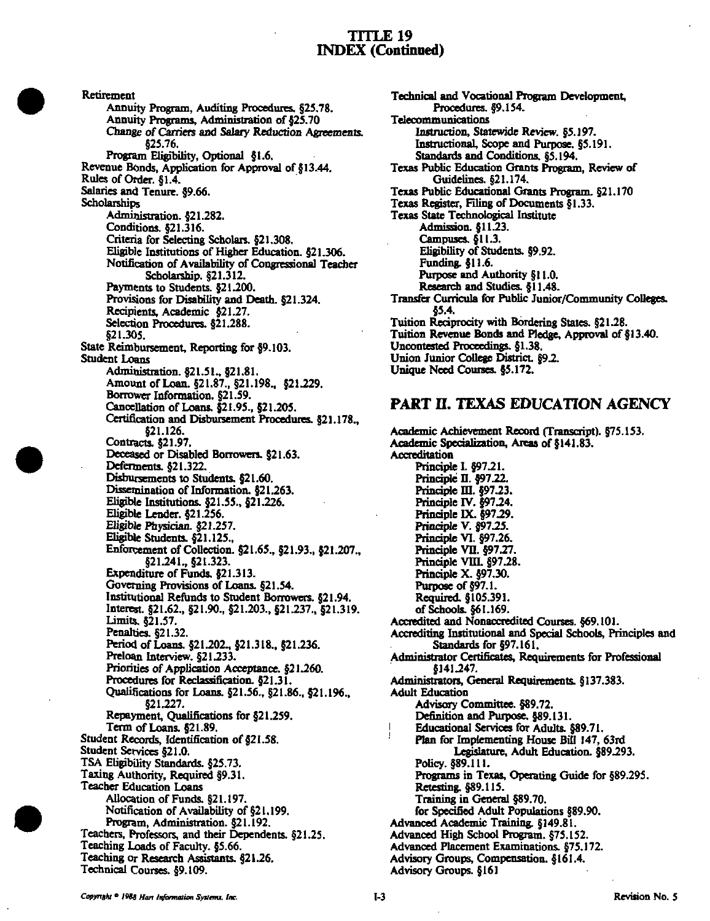# TITLE 19
# INDEX (Continued)

Retirement
- Annuity Program, Auditing Procedures. §25.78.
- Annuity Programs, Administration of §25.70
- Change of Carriers and Salary Reduction Agreements. §25.76.
- Program Eligibility, Optional §1.6.

Revenue Bonds, Application for Approval of §13.44.
Rules of Order. §1.4.
Salaries and Tenure. §9.66.
Scholarships
- Administration. §21.282.
- Conditions. §21.316.
- Criteria for Selecting Scholars. §21.308.
- Eligible Institutions of Higher Education. §21.306.
- Notification of Availability of Congressional Teacher Scholarship. §21.312.
- Payments to Students. §21.200.
- Provisions for Disability and Death. §21.324.
- Recipients, Academic §21.27.
- Selection Procedures. §21.288.
- §21.305.

State Reimbursement, Reporting for §9.103.
Student Loans
- Administration. §21.51., §21.81.
- Amount of Loan. §21.87., §21.198., §21.229.
- Borrower Information. §21.59.
- Cancellation of Loans. §21.95., §21.205.
- Certification and Disbursement Procedures. §21.178., §21.126.
- Contracts. §21.97.
- Deceased or Disabled Borrowers. §21.63.
- Deferments. §21.322.
- Disbursements to Students. §21.60.
- Dissemination of Information. §21.263.
- Eligible Institutions. §21.55., §21.226.
- Eligible Lender. §21.256.
- Eligible Physician. §21.257.
- Eligible Students. §21.125.,
- Enforcement of Collection. §21.65., §21.93., §21.207., §21.241., §21.323.
- Expenditure of Funds. §21.313.
- Governing Provisions of Loans. §21.54.
- Institutional Refunds to Student Borrowers. §21.94.
- Interest. §21.62., §21.90., §21.203., §21.237., §21.319.
- Limits. §21.57.
- Penalties. §21.32.
- Period of Loans. §21.202., §21.318., §21.236.
- Preloan Interview. §21.233.
- Priorities of Application Acceptance. §21.260.
- Procedures for Reclassification. §21.31.
- Qualifications for Loans. §21.56., §21.86., §21.196., §21.227.
- Repayment, Qualifications for §21.259.
- Term of Loans. §21.89.

Student Records, Identification of §21.58.
Student Services §21.0.
TSA Eligibility Standards. §25.73.
Taxing Authority, Required §9.31.
Teacher Education Loans
- Allocation of Funds. §21.197.
- Notification of Availability of §21.199.
- Program, Administration. §21.192.

Teachers, Professors, and their Dependents. §21.25.
Teaching Loads of Faculty. §5.66.
Teaching or Research Assistants. §21.26.
Technical Courses. §9.109.
Technical and Vocational Program Development, Procedures. §9.154.
Telecommunications
- Instruction, Statewide Review. §5.197.
- Instructional, Scope and Purpose. §5.191.
- Standards and Conditions. §5.194.

Texas Public Education Grants Program, Review of Guidelines. §21.174.
Texas Public Educational Grants Program. §21.170
Texas Register, Filing of Documents §1.33.
Texas State Technological Institute
- Admission. §11.23.
- Campuses. §11.3.
- Eligibility of Students. §9.92.
- Funding. §11.6.
- Purpose and Authority §11.0.
- Research and Studies. §11.48.

Transfer Curricula for Public Junior/Community Colleges. §5.4.
Tuition Reciprocity with Bordering States. §21.28.
Tuition Revenue Bonds and Pledge, Approval of §13.40.
Uncontested Proceedings. §1.38.
Union Junior College District. §9.2.
Unique Need Courses. §5.172.

## PART II. TEXAS EDUCATION AGENCY

Academic Achievement Record (Transcript). §75.153.
Academic Specialization, Areas of §141.83.
Accreditation
- Principle I. §97.21.
- Principle II. §97.22.
- Principle III. §97.23.
- Principle IV. §97.24.
- Principle IX. §97.29.
- Principle V. §97.25.
- Principle VI. §97.26.
- Principle VII. §97.27.
- Principle VIII. §97.28.
- Principle X. §97.30.
- Purpose of §97.1.
- Required. §105.391.
- of Schools. §61.169.

Accredited and Nonaccredited Courses. §69.101.
Accrediting Institutional and Special Schools, Principles and Standards for §97.161.
Administrator Certificates, Requirements for Professional §141.247.
Administrators, General Requirements. §137.383.
Adult Education
- Advisory Committee. §89.72.
- Definition and Purpose. §89.131.
- Educational Services for Adults. §89.71.
- Plan for Implementing House Bill 147, 63rd Legislature, Adult Education. §89.293.
- Policy. §89.111.
- Programs in Texas, Operating Guide for §89.295.
- Retesting. §89.115.
- Training in General §89.70.
- for Specified Adult Populations §89.90.

Advanced Academic Training. §149.81.
Advanced High School Program. §75.152.
Advanced Placement Examinations. §75.172.
Advisory Groups, Compensation. §161.4.
Advisory Groups. §161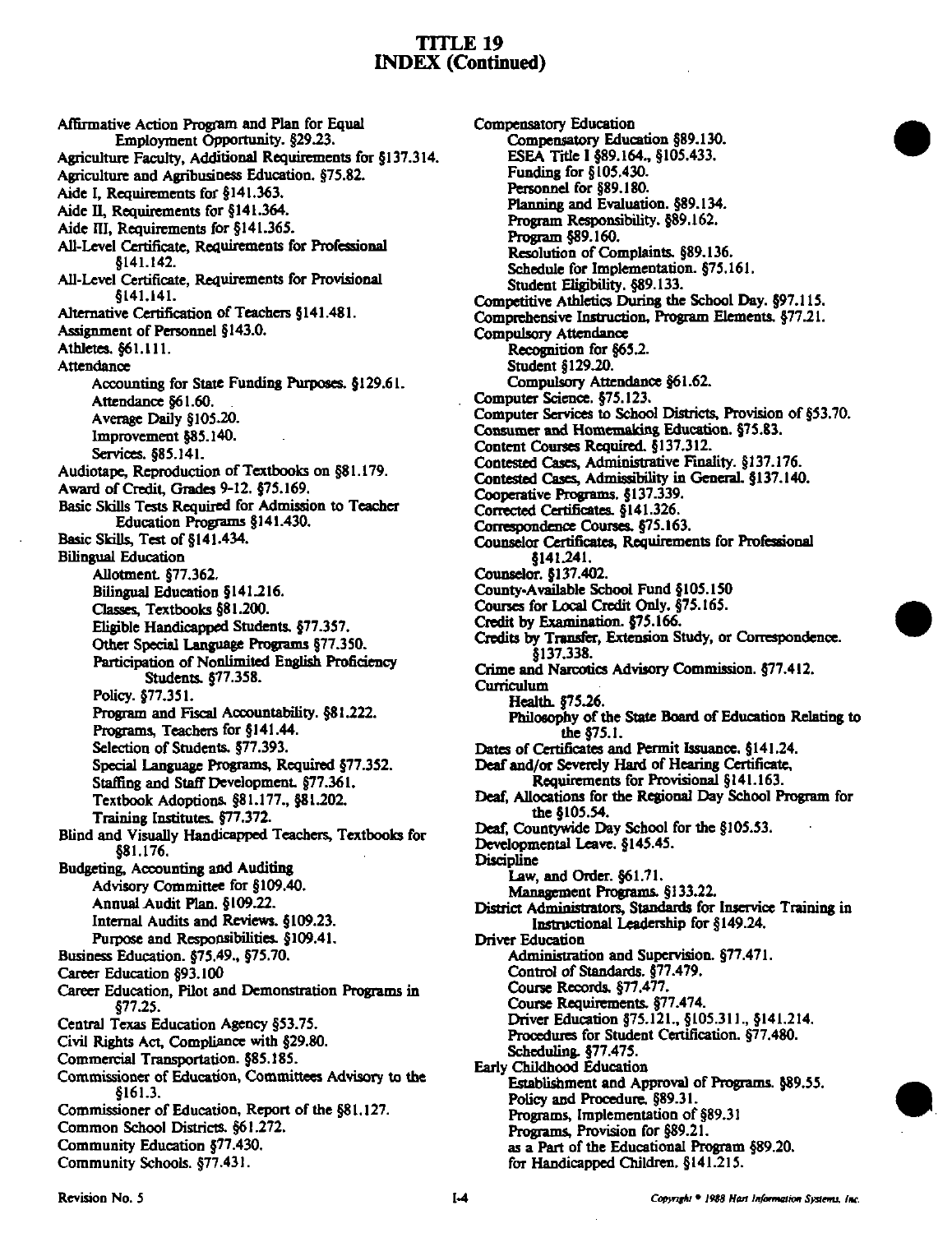# TITLE 19
# INDEX (Continued)

Affirmative Action Program and Plan for Equal Employment Opportunity. §29.23.
Agriculture Faculty, Additional Requirements for §137.314.
Agriculture and Agribusiness Education. §75.82.
Aide I, Requirements for §141.363.
Aide II, Requirements for §141.364.
Aide III, Requirements for §141.365.
All-Level Certificate, Requirements for Professional §141.142.
All-Level Certificate, Requirements for Provisional §141.141.
Alternative Certification of Teachers §141.481.
Assignment of Personnel §143.0.
Athletes. §61.111.
Attendance
- Accounting for State Funding Purposes. §129.61.
- Attendance §61.60.
- Average Daily §105.20.
- Improvement §85.140.
- Services. §85.141.

Audiotape, Reproduction of Textbooks on §81.179.
Award of Credit, Grades 9-12. §75.169.
Basic Skills Tests Required for Admission to Teacher Education Programs §141.430.
Basic Skills, Test of §141.434.
Bilingual Education
- Allotment. §77.362.
- Bilingual Education §141.216.
- Classes, Textbooks §81.200.
- Eligible Handicapped Students. §77.357.
- Other Special Language Programs §77.350.
- Participation of Nonlimited English Proficiency Students. §77.358.
- Policy. §77.351.
- Program and Fiscal Accountability. §81.222.
- Programs, Teachers for §141.44.
- Selection of Students. §77.393.
- Special Language Programs, Required §77.352.
- Staffing and Staff Development. §77.361.
- Textbook Adoptions. §81.177., §81.202.
- Training Institutes. §77.372.

Blind and Visually Handicapped Teachers, Textbooks for §81.176.
Budgeting, Accounting and Auditing
- Advisory Committee for §109.40.
- Annual Audit Plan. §109.22.
- Internal Audits and Reviews. §109.23.
- Purpose and Responsibilities. §109.41.

Business Education. §75.49., §75.70.
Career Education §93.100
Career Education, Pilot and Demonstration Programs in §77.25.
Central Texas Education Agency §53.75.
Civil Rights Act, Compliance with §29.80.
Commercial Transportation. §85.185.
Commissioner of Education, Committees Advisory to the §161.3.
Commissioner of Education, Report of the §81.127.
Common School Districts. §61.272.
Community Education §77.430.
Community Schools. §77.431.
Compensatory Education
- Compensatory Education §89.130.
- ESEA Title I §89.164., §105.433.
- Funding for §105.430.
- Personnel for §89.180.
- Planning and Evaluation. §89.134.
- Program Responsibility. §89.162.
- Program §89.160.
- Resolution of Complaints. §89.136.
- Schedule for Implementation. §75.161.
- Student Eligibility. §89.133.

Competitive Athletics During the School Day. §97.115.
Comprehensive Instruction, Program Elements. §77.21.
Compulsory Attendance
- Recognition for §65.2.
- Student §129.20.
- Compulsory Attendance §61.62.

Computer Science. §75.123.
Computer Services to School Districts, Provision of §53.70.
Consumer and Homemaking Education. §75.83.
Content Courses Required. §137.312.
Contested Cases, Administrative Finality. §137.176.
Contested Cases, Admissibility in General. §137.140.
Cooperative Programs. §137.339.
Corrected Certificates. §141.326.
Correspondence Courses. §75.163.
Counselor Certificates, Requirements for Professional §141.241.
Counselor. §137.402.
County-Available School Fund §105.150
Courses for Local Credit Only. §75.165.
Credit by Examination. §75.166.
Credits by Transfer, Extension Study, or Correspondence. §137.338.
Crime and Narcotics Advisory Commission. §77.412.
Curriculum
- Health. §75.26.
- Philosophy of the State Board of Education Relating to the §75.1.

Dates of Certificates and Permit Issuance. §141.24.
Deaf and/or Severely Hard of Hearing Certificate, Requirements for Provisional §141.163.
Deaf, Allocations for the Regional Day School Program for the §105.54.
Deaf, Countywide Day School for the §105.53.
Developmental Leave. §145.45.
Discipline
- Law, and Order. §61.71.
- Management Programs. §133.22.

District Administrators, Standards for Inservice Training in Instructional Leadership for §149.24.
Driver Education
- Administration and Supervision. §77.471.
- Control of Standards. §77.479.
- Course Records. §77.477.
- Course Requirements. §77.474.
- Driver Education §75.121., §105.311., §141.214.
- Procedures for Student Certification. §77.480.
- Scheduling. §77.475.

Early Childhood Education
- Establishment and Approval of Programs. §89.55.
- Policy and Procedure. §89.31.
- Programs, Implementation of §89.31
- Programs, Provision for §89.21.
- as a Part of the Educational Program §89.20.
- for Handicapped Children. §141.215.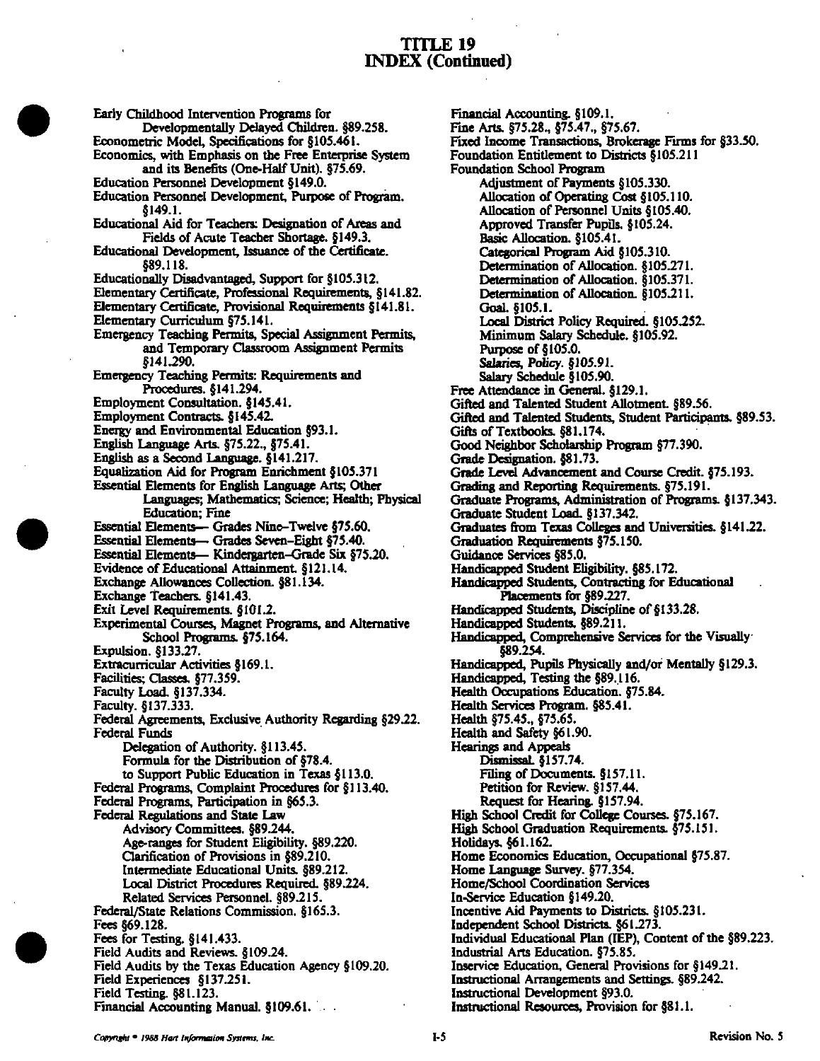# TITLE 19
## INDEX (Continued)

Early Childhood Intervention Programs for Developmentally Delayed Children. §89.258.
Econometric Model, Specifications for §105.461.
Economics, with Emphasis on the Free Enterprise System and its Benefits (One-Half Unit). §75.69.
Education Personnel Development §149.0.
Education Personnel Development, Purpose of Program. §149.1.
Educational Aid for Teachers: Designation of Areas and Fields of Acute Teacher Shortage. §149.3.
Educational Development, Issuance of the Certificate. §89.118.
Educationally Disadvantaged, Support for §105.312.
Elementary Certificate, Professional Requirements, §141.82.
Elementary Certificate, Provisional Requirements §141.81.
Elementary Curriculum §75.141.
Emergency Teaching Permits, Special Assignment Permits, and Temporary Classroom Assignment Permits §141.290.
Emergency Teaching Permits: Requirements and Procedures. §141.294.
Employment Consultation. §145.41.
Employment Contracts. §145.42.
Energy and Environmental Education §93.1.
English Language Arts. §75.22., §75.41.
English as a Second Language. §141.217.
Equalization Aid for Program Enrichment §105.371
Essential Elements for English Language Arts; Other Languages; Mathematics; Science; Health; Physical Education; Fine
Essential Elements— Grades Nine–Twelve §75.60.
Essential Elements— Grades Seven–Eight §75.40.
Essential Elements— Kindergarten–Grade Six §75.20.
Evidence of Educational Attainment. §121.14.
Exchange Allowances Collection. §81.134.
Exchange Teachers. §141.43.
Exit Level Requirements. §101.2.
Experimental Courses, Magnet Programs, and Alternative School Programs. §75.164.
Expulsion. §133.27.
Extracurricular Activities §169.1.
Facilities; Classes. §77.359.
Faculty Load. §137.334.
Faculty. §137.333.
Federal Agreements, Exclusive Authority Regarding §29.22.
Federal Funds
- Delegation of Authority. §113.45.
- Formula for the Distribution of §78.4.
- to Support Public Education in Texas §113.0.

Federal Programs, Complaint Procedures for §113.40.
Federal Programs, Participation in §65.3.
Federal Regulations and State Law
- Advisory Committees. §89.244.
- Age-ranges for Student Eligibility. §89.220.
- Clarification of Provisions in §89.210.
- Intermediate Educational Units. §89.212.
- Local District Procedures Required. §89.224.
- Related Services Personnel. §89.215.

Federal/State Relations Commission. §165.3.
Fees §69.128.
Fees for Testing. §141.433.
Field Audits and Reviews. §109.24.
Field Audits by the Texas Education Agency §109.20.
Field Experiences §137.251.
Field Testing. §81.123.
Financial Accounting Manual. §109.61.
Financial Accounting. §109.1.
Fine Arts. §75.28., §75.47., §75.67.
Fixed Income Transactions, Brokerage Firms for §33.50.
Foundation Entitlement to Districts §105.211
Foundation School Program
- Adjustment of Payments §105.330.
- Allocation of Operating Cost §105.110.
- Allocation of Personnel Units §105.40.
- Approved Transfer Pupils. §105.24.
- Basic Allocation. §105.41.
- Categorical Program Aid §105.310.
- Determination of Allocation. §105.271.
- Determination of Allocation. §105.371.
- Determination of Allocation. §105.211.
- Goal. §105.1.
- Local District Policy Required. §105.252.
- Minimum Salary Schedule. §105.92.
- Purpose of §105.0.
- Salaries, Policy. §105.91.
- Salary Schedule §105.90.

Free Attendance in General. §129.1.
Gifted and Talented Student Allotment. §89.56.
Gifted and Talented Students, Student Participants. §89.53.
Gifts of Textbooks. §81.174.
Good Neighbor Scholarship Program §77.390.
Grade Designation. §81.73.
Grade Level Advancement and Course Credit. §75.193.
Grading and Reporting Requirements. §75.191.
Graduate Programs, Administration of Programs. §137.343.
Graduate Student Load. §137.342.
Graduates from Texas Colleges and Universities. §141.22.
Graduation Requirements §75.150.
Guidance Services §85.0.
Handicapped Student Eligibility. §85.172.
Handicapped Students, Contracting for Educational Placements for §89.227.
Handicapped Students, Discipline of §133.28.
Handicapped Students. §89.211.
Handicapped, Comprehensive Services for the Visually §89.254.
Handicapped, Pupils Physically and/or Mentally §129.3.
Handicapped, Testing the §89.116.
Health Occupations Education. §75.84.
Health Services Program. §85.41.
Health §75.45., §75.65.
Health and Safety §61.90.
Hearings and Appeals
- Dismissal. §157.74.
- Filing of Documents. §157.11.
- Petition for Review. §157.44.
- Request for Hearing. §157.94.

High School Credit for College Courses. §75.167.
High School Graduation Requirements. §75.151.
Holidays. §61.162.
Home Economics Education, Occupational §75.87.
Home Language Survey. §77.354.
Home/School Coordination Services
In-Service Education §149.20.
Incentive Aid Payments to Districts. §105.231.
Independent School Districts. §61.273.
Individual Educational Plan (IEP), Content of the §89.223.
Industrial Arts Education. §75.85.
Inservice Education, General Provisions for §149.21.
Instructional Arrangements and Settings. §89.242.
Instructional Development §93.0.
Instructional Resources, Provision for §81.1.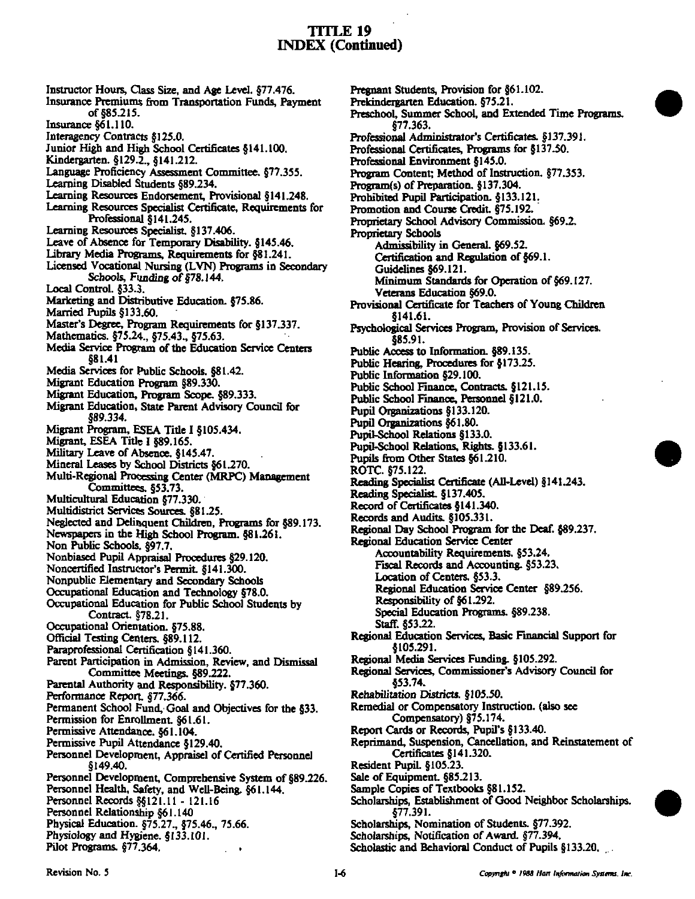# TITLE 19
## INDEX (Continued)

Instructor Hours, Class Size, and Age Level. §77.476.
Insurance Premiums from Transportation Funds, Payment of §85.215.
Insurance §61.110.
Interagency Contracts §125.0.
Junior High and High School Certificates §141.100.
Kindergarten. §129.2., §141.212.
Language Proficiency Assessment Committee. §77.355.
Learning Disabled Students §89.234.
Learning Resources Endorsement, Provisional §141.248.
Learning Resources Specialist Certificate, Requirements for Professional §141.245.
Learning Resources Specialist. §137.406.
Leave of Absence for Temporary Disability. §145.46.
Library Media Programs, Requirements for §81.241.
Licensed Vocational Nursing (LVN) Programs in Secondary Schools, Funding of §78.144.
Local Control. §33.3.
Marketing and Distributive Education. §75.86.
Married Pupils §133.60.
Master's Degree, Program Requirements for §137.337.
Mathematics. §75.24., §75.43., §75.63.
Media Service Program of the Education Service Centers §81.41
Media Services for Public Schools. §81.42.
Migrant Education Program §89.330.
Migrant Education, Program Scope. §89.333.
Migrant Education, State Parent Advisory Council for §89.334.
Migrant Program, ESEA Title I §105.434.
Migrant, ESEA Title I §89.165.
Military Leave of Absence. §145.47.
Mineral Leases by School Districts §61.270.
Multi-Regional Processing Center (MRPC) Management Committees. §53.73.
Multicultural Education §77.330.
Multidistrict Services Sources. §81.25.
Neglected and Delinquent Children, Programs for §89.173.
Newspapers in the High School Program. §81.261.
Non Public Schools. §97.7.
Nonbiased Pupil Appraisal Procedures §29.120.
Noncertified Instructor's Permit. §141.300.
Nonpublic Elementary and Secondary Schools
Occupational Education and Technology §78.0.
Occupational Education for Public School Students by Contract. §78.21.
Occupational Orientation. §75.88.
Official Testing Centers. §89.112.
Paraprofessional Certification §141.360.
Parent Participation in Admission, Review, and Dismissal Committee Meetings. §89.222.
Parental Authority and Responsibility. §77.360.
Performance Report. §77.366.
Permanent School Fund, Goal and Objectives for the §33.
Permission for Enrollment. §61.61.
Permissive Attendance. §61.104.
Permissive Pupil Attendance §129.40.
Personnel Development, Appraisel of Certified Personnel §149.40.
Personnel Development, Comprehensive System of §89.226.
Personnel Health, Safety, and Well-Being. §61.144.
Personnel Records §§121.11 - 121.16
Personnel Relationship §61.140
Physical Education. §75.27., §75.46., 75.66.
Physiology and Hygiene. §133.101.
Pilot Programs. §77.364.
Pregnant Students, Provision for §61.102.
Prekindergarten Education. §75.21.
Preschool, Summer School, and Extended Time Programs. §77.363.
Professional Administrator's Certificates. §137.391.
Professional Certificates, Programs for §137.50.
Professional Environment §145.0.
Program Content; Method of Instruction. §77.353.
Program(s) of Preparation. §137.304.
Prohibited Pupil Participation. §133.121.
Promotion and Course Credit. §75.192.
Proprietary School Advisory Commission. §69.2.
Proprietary Schools
- Admissibility in General. §69.52.
- Certification and Regulation of §69.1.
- Guidelines §69.121.
- Minimum Standards for Operation of §69.127.
- Veterans Education §69.0.

Provisional Certificate for Teachers of Young Children §141.61.
Psychological Services Program, Provision of Services. §85.91.
Public Access to Information. §89.135.
Public Hearing, Procedures for §173.25.
Public Information §29.100.
Public School Finance, Contracts. §121.15.
Public School Finance, Personnel §121.0.
Pupil Organizations §133.120.
Pupil Organizations §61.80.
Pupil-School Relations §133.0.
Pupil-School Relations, Rights. §133.61.
Pupils from Other States §61.210.
ROTC. §75.122.
Reading Specialist Certificate (All-Level) §141.243.
Reading Specialist. §137.405.
Record of Certificates §141.340.
Records and Audits. §105.331.
Regional Day School Program for the Deaf. §89.237.
Regional Education Service Center
- Accountability Requirements. §53.24.
- Fiscal Records and Accounting. §53.23.
- Location of Centers. §53.3.
- Regional Education Service Center §89.256.
- Responsibility of §61.292.
- Special Education Programs. §89.238.
- Staff. §53.22.

Regional Education Services, Basic Financial Support for §105.291.
Regional Media Services Funding. §105.292.
Regional Services, Commissioner's Advisory Council for §53.74.
Rehabilitation Districts. §105.50.
Remedial or Compensatory Instruction. (also see Compensatory) §75.174.
Report Cards or Records, Pupil's §133.40.
Reprimand, Suspension, Cancellation, and Reinstatement of Certificates §141.320.
Resident Pupil. §105.23.
Sale of Equipment. §85.213.
Sample Copies of Textbooks §81.152.
Scholarships, Establishment of Good Neighbor Scholarships. §77.391.
Scholarships, Nomination of Students. §77.392.
Scholarships, Notification of Award. §77.394.
Scholastic and Behavioral Conduct of Pupils §133.20.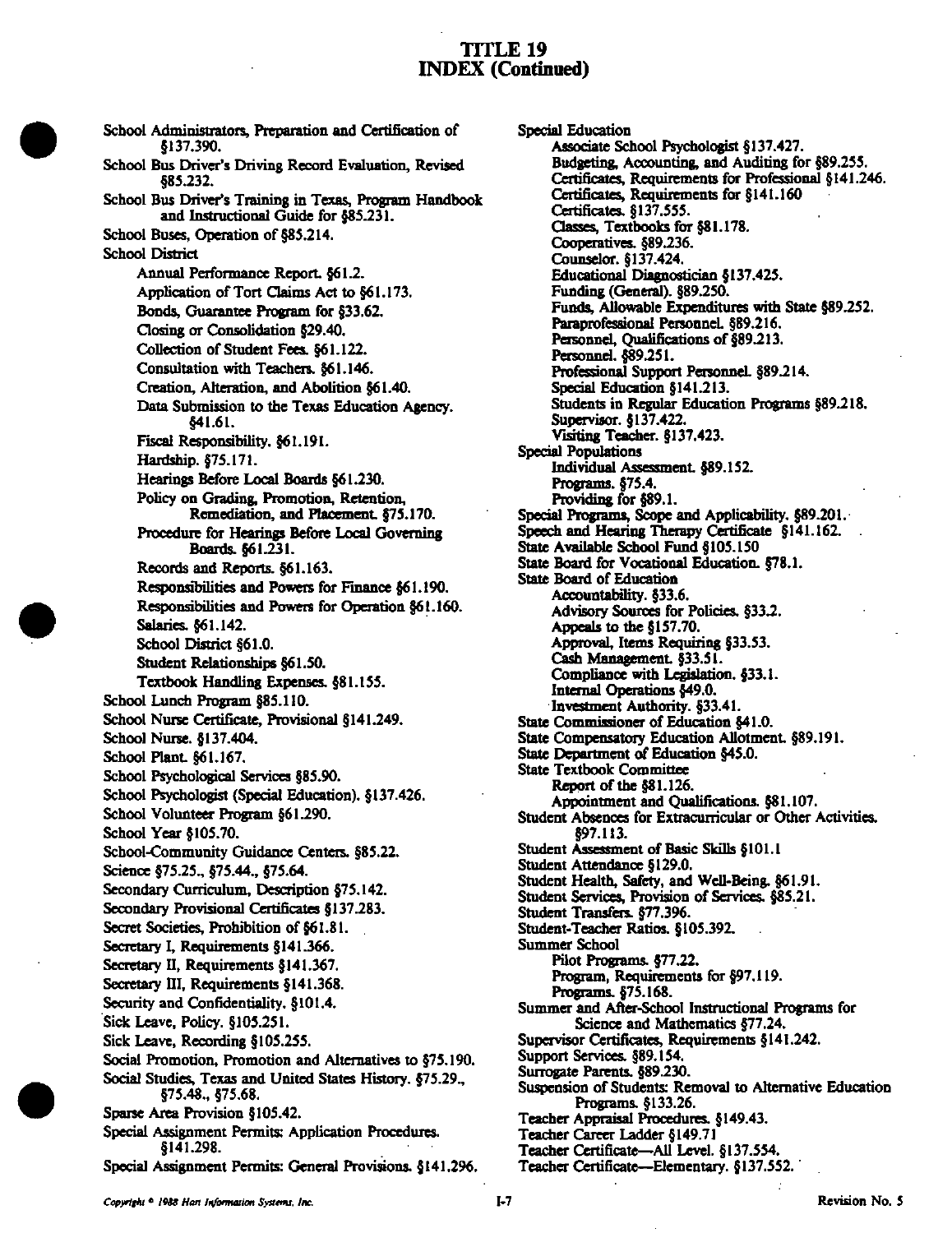# TITLE 19
# INDEX (Continued)

School Administrators, Preparation and Certification of §137.390.

School Bus Driver's Driving Record Evaluation, Revised §85.232.

School Bus Driver's Training in Texas, Program Handbook and Instructional Guide for §85.231.

School Buses, Operation of §85.214.

School District
- Annual Performance Report. §61.2.
- Application of Tort Claims Act to §61.173.
- Bonds, Guarantee Program for §33.62.
- Closing or Consolidation §29.40.
- Collection of Student Fees. §61.122.
- Consultation with Teachers. §61.146.
- Creation, Alteration, and Abolition §61.40.
- Data Submission to the Texas Education Agency. §41.61.
- Fiscal Responsibility. §61.191.
- Hardship. §75.171.
- Hearings Before Local Boards §61.230.
- Policy on Grading, Promotion, Retention, Remediation, and Placement. §75.170.
- Procedure for Hearings Before Local Governing Boards. §61.231.
- Records and Reports. §61.163.
- Responsibilities and Powers for Finance §61.190.
- Responsibilities and Powers for Operation §61.160.
- Salaries. §61.142.
- School District §61.0.
- Student Relationships §61.50.
- Textbook Handling Expenses. §81.155.

School Lunch Program §85.110.

School Nurse Certificate, Provisional §141.249.

School Nurse. §137.404.

School Plant. §61.167.

School Psychological Services §85.90.

School Psychologist (Special Education). §137.426.

School Volunteer Program §61.290.

School Year §105.70.

School-Community Guidance Centers. §85.22.

Science §75.25., §75.44., §75.64.

Secondary Curriculum, Description §75.142.

Secondary Provisional Certificates §137.283.

Secret Societies, Prohibition of §61.81.

Secretary I, Requirements §141.366.

Secretary II, Requirements §141.367.

Secretary III, Requirements §141.368.

Security and Confidentiality. §101.4.

Sick Leave, Policy. §105.251.

Sick Leave, Recording §105.255.

Social Promotion, Promotion and Alternatives to §75.190.

Social Studies, Texas and United States History. §75.29., §75.48., §75.68.

Sparse Area Provision §105.42.

Special Assignment Permits: Application Procedures. §141.298.

Special Assignment Permits: General Provisions. §141.296.

Special Education
- Associate School Psychologist §137.427.
- Budgeting, Accounting, and Auditing for §89.255.
- Certificates, Requirements for Professional §141.246.
- Certificates, Requirements for §141.160
- Certificates. §137.555.
- Classes, Textbooks for §81.178.
- Cooperatives. §89.236.
- Counselor. §137.424.
- Educational Diagnostician §137.425.
- Funding (General). §89.250.
- Funds, Allowable Expenditures with State §89.252.
- Paraprofessional Personnel. §89.216.
- Personnel, Qualifications of §89.213.
- Personnel. §89.251.
- Professional Support Personnel. §89.214.
- Special Education §141.213.
- Students in Regular Education Programs §89.218.
- Supervisor. §137.422.
- Visiting Teacher. §137.423.

Special Populations
- Individual Assessment. §89.152.
- Programs. §75.4.
- Providing for §89.1.

Special Programs, Scope and Applicability. §89.201.

Speech and Hearing Therapy Certificate §141.162.

State Available School Fund §105.150

State Board for Vocational Education. §78.1.

State Board of Education
- Accountability. §33.6.
- Advisory Sources for Policies. §33.2.
- Appeals to the §157.70.
- Approval, Items Requiring §33.53.
- Cash Management. §33.51.
- Compliance with Legislation. §33.1.
- Internal Operations §49.0.
- Investment Authority. §33.41.

State Commissioner of Education §41.0.

State Compensatory Education Allotment. §89.191.

State Department of Education §45.0.

State Textbook Committee
- Report of the §81.126.
- Appointment and Qualifications. §81.107.

Student Absences for Extracurricular or Other Activities. §97.113.

Student Assessment of Basic Skills §101.1

Student Attendance §129.0.

Student Health, Safety, and Well-Being. §61.91.

Student Services, Provision of Services. §85.21.

Student Transfers. §77.396.

Student-Teacher Ratios. §105.392.

Summer School
- Pilot Programs. §77.22.
- Program, Requirements for §97.119.
- Programs. §75.168.

Summer and After-School Instructional Programs for Science and Mathematics §77.24.

Supervisor Certificates, Requirements §141.242.

Support Services. §89.154.

Surrogate Parents. §89.230.

Suspension of Students: Removal to Alternative Education Programs. §133.26.

Teacher Appraisal Procedures. §149.43.

Teacher Career Ladder §149.71

Teacher Certificate—All Level. §137.554.

Teacher Certificate—Elementary. §137.552.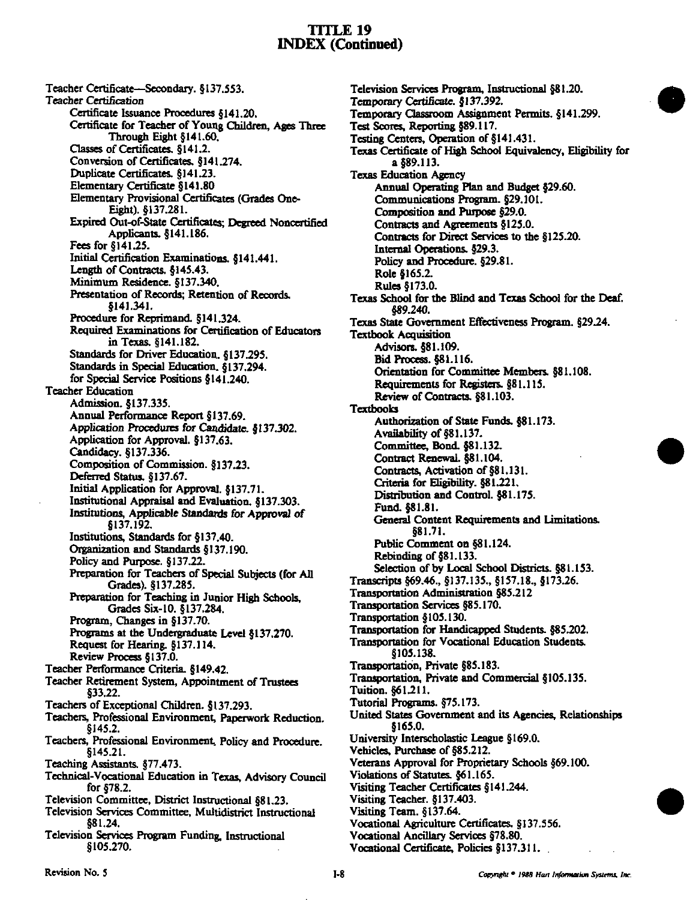# TITLE 19
## INDEX (Continued)

Teacher Certificate—Secondary. §137.553.
Teacher Certification
- Certificate Issuance Procedures §141.20.
- Certificate for Teacher of Young Children, Ages Three Through Eight §141.60.
- Classes of Certificates. §141.2.
- Conversion of Certificates. §141.274.
- Duplicate Certificates. §141.23.
- Elementary Certificate §141.80
- Elementary Provisional Certificates (Grades One-Eight). §137.281.
- Expired Out-of-State Certificates; Degreed Noncertified Applicants. §141.186.
- Fees for §141.25.
- Initial Certification Examinations. §141.441.
- Length of Contracts. §145.43.
- Minimum Residence. §137.340.
- Presentation of Records; Retention of Records. §141.341.
- Procedure for Reprimand. §141.324.
- Required Examinations for Certification of Educators in Texas. §141.182.
- Standards for Driver Education. §137.295.
- Standards in Special Education. §137.294.
- for Special Service Positions §141.240.

Teacher Education
- Admission. §137.335.
- Annual Performance Report §137.69.
- Application Procedures for Candidate. §137.302.
- Application for Approval. §137.63.
- Candidacy. §137.336.
- Composition of Commission. §137.23.
- Deferred Status. §137.67.
- Initial Application for Approval. §137.71.
- Institutional Appraisal and Evaluation. §137.303.
- Institutions, Applicable Standards for Approval of §137.192.
- Institutions, Standards for §137.40.
- Organization and Standards §137.190.
- Policy and Purpose. §137.22.
- Preparation for Teachers of Special Subjects (for All Grades). §137.285.
- Preparation for Teaching in Junior High Schools, Grades Six-10. §137.284.
- Program, Changes in §137.70.
- Programs at the Undergraduate Level §137.270.
- Request for Hearing. §137.114.
- Review Process §137.0.

Teacher Performance Criteria. §149.42.
Teacher Retirement System, Appointment of Trustees §33.22.
Teachers of Exceptional Children. §137.293.
Teachers, Professional Environment, Paperwork Reduction. §145.2.
Teachers, Professional Environment, Policy and Procedure. §145.21.
Teaching Assistants. §77.473.
Technical-Vocational Education in Texas, Advisory Council for §78.2.
Television Committee, District Instructional §81.23.
Television Services Committee, Multidistrict Instructional §81.24.
Television Services Program Funding, Instructional §105.270.
Television Services Program, Instructional §81.20.
Temporary Certificate. §137.392.
Temporary Classroom Assignment Permits. §141.299.
Test Scores, Reporting §89.117.
Testing Centers, Operation of §141.431.
Texas Certificate of High School Equivalency, Eligibility for a §89.113.

Texas Education Agency
- Annual Operating Plan and Budget §29.60.
- Communications Program. §29.101.
- Composition and Purpose §29.0.
- Contracts and Agreements §125.0.
- Contracts for Direct Services to the §125.20.
- Internal Operations. §29.3.
- Policy and Procedure. §29.81.
- Role §165.2.
- Rules §173.0.

Texas School for the Blind and Texas School for the Deaf. §89.240.
Texas State Government Effectiveness Program. §29.24.

Textbook Acquisition
- Advisors. §81.109.
- Bid Process. §81.116.
- Orientation for Committee Members. §81.108.
- Requirements for Registers. §81.115.
- Review of Contracts. §81.103.

Textbooks
- Authorization of State Funds. §81.173.
- Availability of §81.137.
- Committee, Bond. §81.132.
- Contract Renewal. §81.104.
- Contracts, Activation of §81.131.
- Criteria for Eligibility. §81.221.
- Distribution and Control. §81.175.
- Fund. §81.81.
- General Content Requirements and Limitations. §81.71.
- Public Comment on §81.124.
- Rebinding of §81.133.
- Selection of by Local School Districts. §81.153.

Transcripts §69.46., §137.135., §157.18., §173.26.
Transportation Administration §85.212
Transportation Services §85.170.
Transportation §105.130.
Transportation for Handicapped Students. §85.202.
Transportation for Vocational Education Students. §105.138.
Transportation, Private §85.183.
Transportation, Private and Commercial §105.135.
Tuition. §61.211.
Tutorial Programs. §75.173.
United States Government and its Agencies, Relationships §165.0.
University Interscholastic League §169.0.
Vehicles, Purchase of §85.212.
Veterans Approval for Proprietary Schools §69.100.
Violations of Statutes. §61.165.
Visiting Teacher Certificates §141.244.
Visiting Teacher. §137.403.
Visiting Team. §137.64.
Vocational Agriculture Certificates. §137.556.
Vocational Ancillary Services §78.80.
Vocational Certificate, Policies §137.311.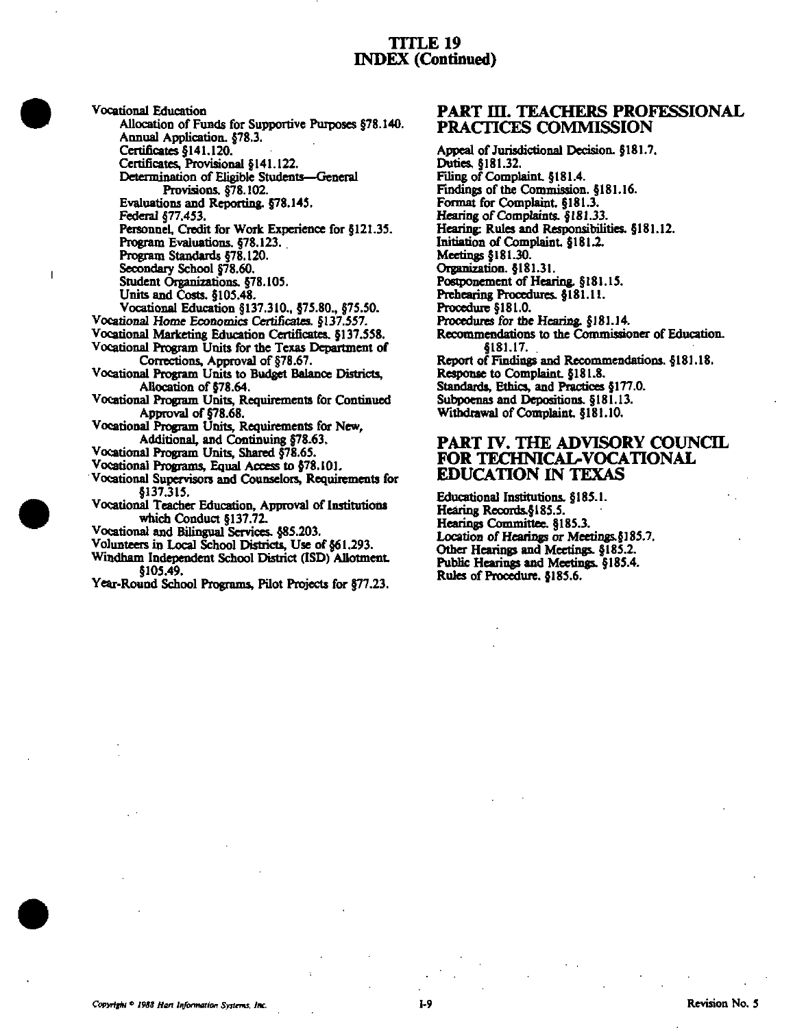# TITLE 19
## INDEX (Continued)

Vocational Education
- Allocation of Funds for Supportive Purposes §78.140.
- Annual Application. §78.3.
- Certificates §141.120.
- Certificates, Provisional §141.122.
- Determination of Eligible Students—General Provisions. §78.102.
- Evaluations and Reporting. §78.145.
- Federal §77.453.
- Personnel, Credit for Work Experience for §121.35.
- Program Evaluations. §78.123.
- Program Standards §78.120.
- Secondary School §78.60.
- Student Organizations. §78.105.
- Units and Costs. §105.48.
- Vocational Education §137.310., §75.80., §75.50.

*Vocational Home Economics Certificates.* §137.557.
Vocational Marketing Education Certificates. §137.558.
Vocational Program Units for the Texas Department of Corrections, Approval of §78.67.
Vocational Program Units to Budget Balance Districts, Allocation of §78.64.
Vocational Program Units, Requirements for Continued Approval of §78.68.
Vocational Program Units, Requirements for New, Additional, and Continuing §78.63.
Vocational Program Units, Shared §78.65.
Vocational Programs, Equal Access to §78.101.
Vocational Supervisors and Counselors, Requirements for §137.315.
Vocational Teacher Education, Approval of Institutions which Conduct §137.72.
Vocational and Bilingual Services. §85.203.
Volunteers in Local School Districts, Use of §61.293.
Windham Independent School District (ISD) Allotment. §105.49.
Year-Round School Programs, Pilot Projects for §77.23.

## PART III. TEACHERS PROFESSIONAL PRACTICES COMMISSION

Appeal of Jurisdictional Decision. §181.7.
Duties. §181.32.
Filing of Complaint. §181.4.
Findings of the Commission. §181.16.
Format for Complaint. §181.3.
*Hearing of Complaints. §181.33.*
Hearing: Rules and Responsibilities. §181.12.
Initiation of Complaint. §181.2.
Meetings §181.30.
Organization. §181.31.
Postponement of Hearing. §181.15.
Prehearing Procedures. §181.11.
Procedure §181.0.
Procedures for the Hearing. §181.14.
Recommendations to the Commissioner of Education. §181.17.
Report of Findings and Recommendations. §181.18.
Response to Complaint. §181.8.
Standards, Ethics, and Practices §177.0.
Subpoenas and Depositions. §181.13.
Withdrawal of Complaint. §181.10.

## PART IV. THE ADVISORY COUNCIL FOR TECHNICAL-VOCATIONAL EDUCATION IN TEXAS

Educational Institutions. §185.1.
Hearing Records.§185.5.
Hearings Committee. §185.3.
Location of Hearings or Meetings.§185.7.
Other Hearings and Meetings. §185.2.
Public Hearings and Meetings. §185.4.
Rules of Procedure. §185.6.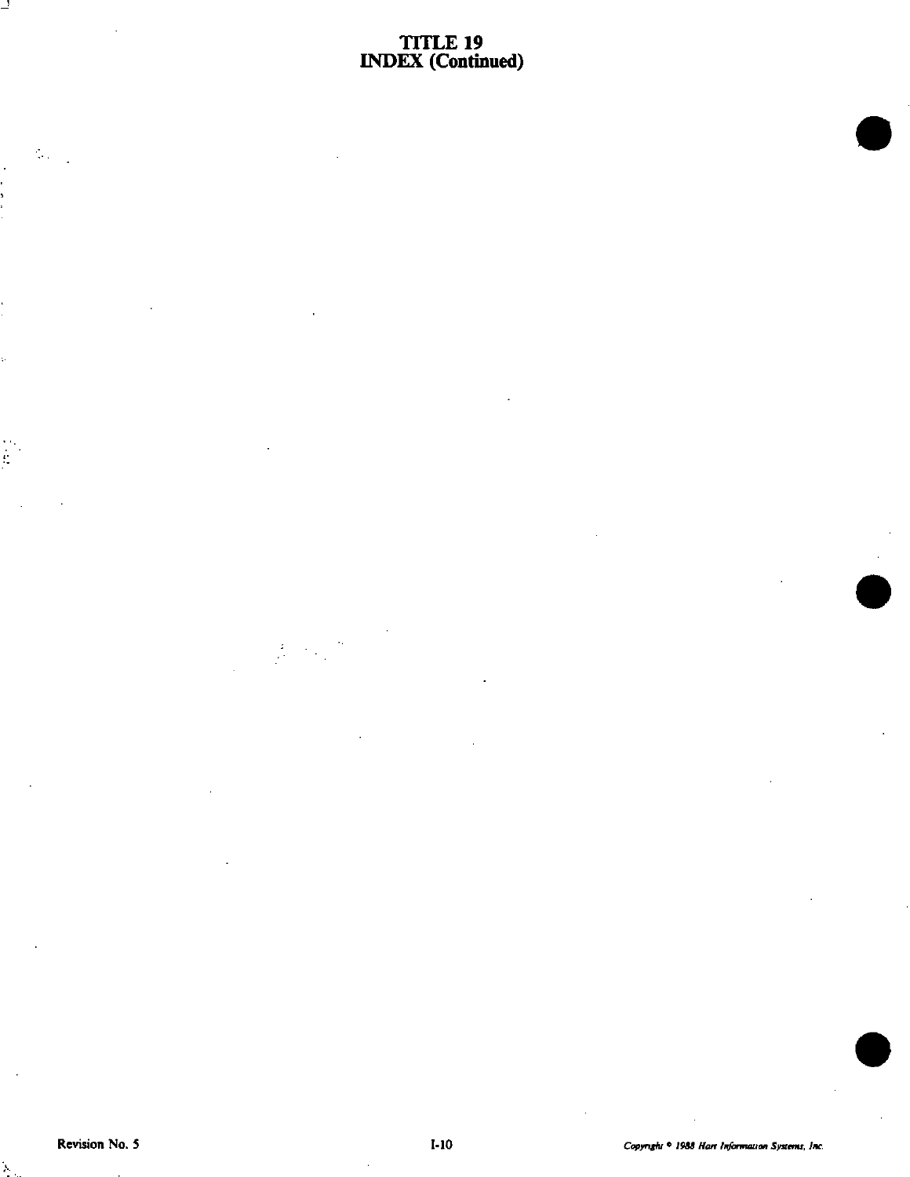# TITLE 19
## INDEX (Continued)